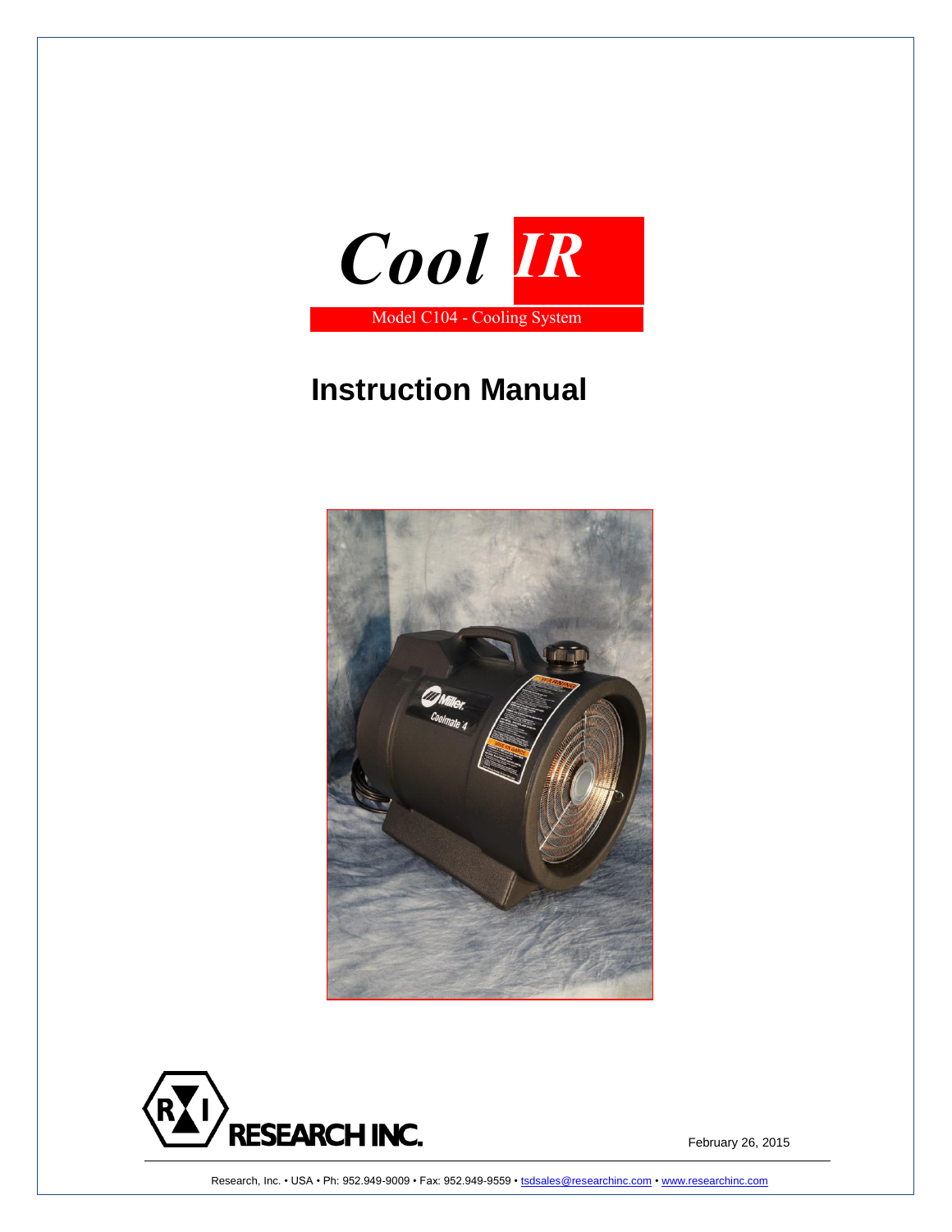# *Cool IR*

Model C104 - Cooling System

# Instruction Manual

RESEARCH INC.

February 26, 2015

Research, Inc. • USA • Ph: 952.949-9009 • Fax: 952.949-9559 • tsdsales@researchinc.com • www.researchinc.com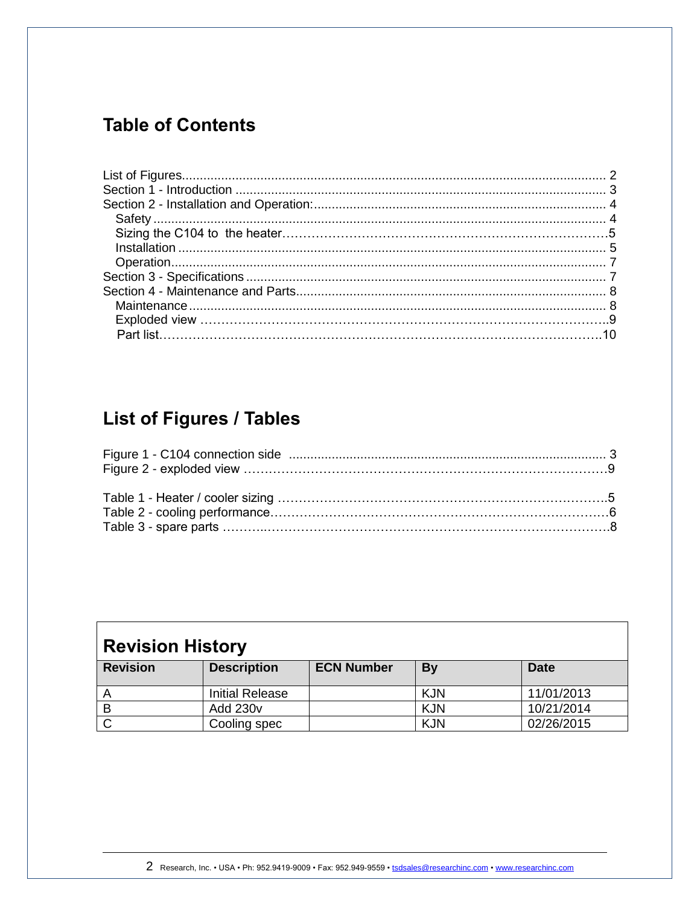## Table of Contents

List of Figures.......................................................................................................... 2
Section 1 - Introduction ............................................................................................ 3
Section 2 - Installation and Operation:...................................................................... 4
  Safety ................................................................................................................. 4
  Sizing the C104 to the heater……………………………………………………………….5
  Installation .......................................................................................................... 5
  Operation............................................................................................................. 7
Section 3 - Specifications ........................................................................................ 7
Section 4 - Maintenance and Parts............................................................................ 8
  Maintenance ........................................................................................................ 8
  Exploded view ………………………………………………………………………………..9
  Part list……………………………………………………………………………………….10

## List of Figures / Tables

Figure 1 - C104 connection side ............................................................................ 3
Figure 2 - exploded view ……………………………………………………………………….9

Table 1 - Heater / cooler sizing ……………………………………………………………….5
Table 2 - cooling performance………………………………………………………………….6
Table 3 - spare parts ………...……………………………………………………………….8

## Revision History

| Revision | Description | ECN Number | By | Date |
|---|---|---|---|---|
| A | Initial Release | | KJN | 11/01/2013 |
| B | Add 230v | | KJN | 10/21/2014 |
| C | Cooling spec | | KJN | 02/26/2015 |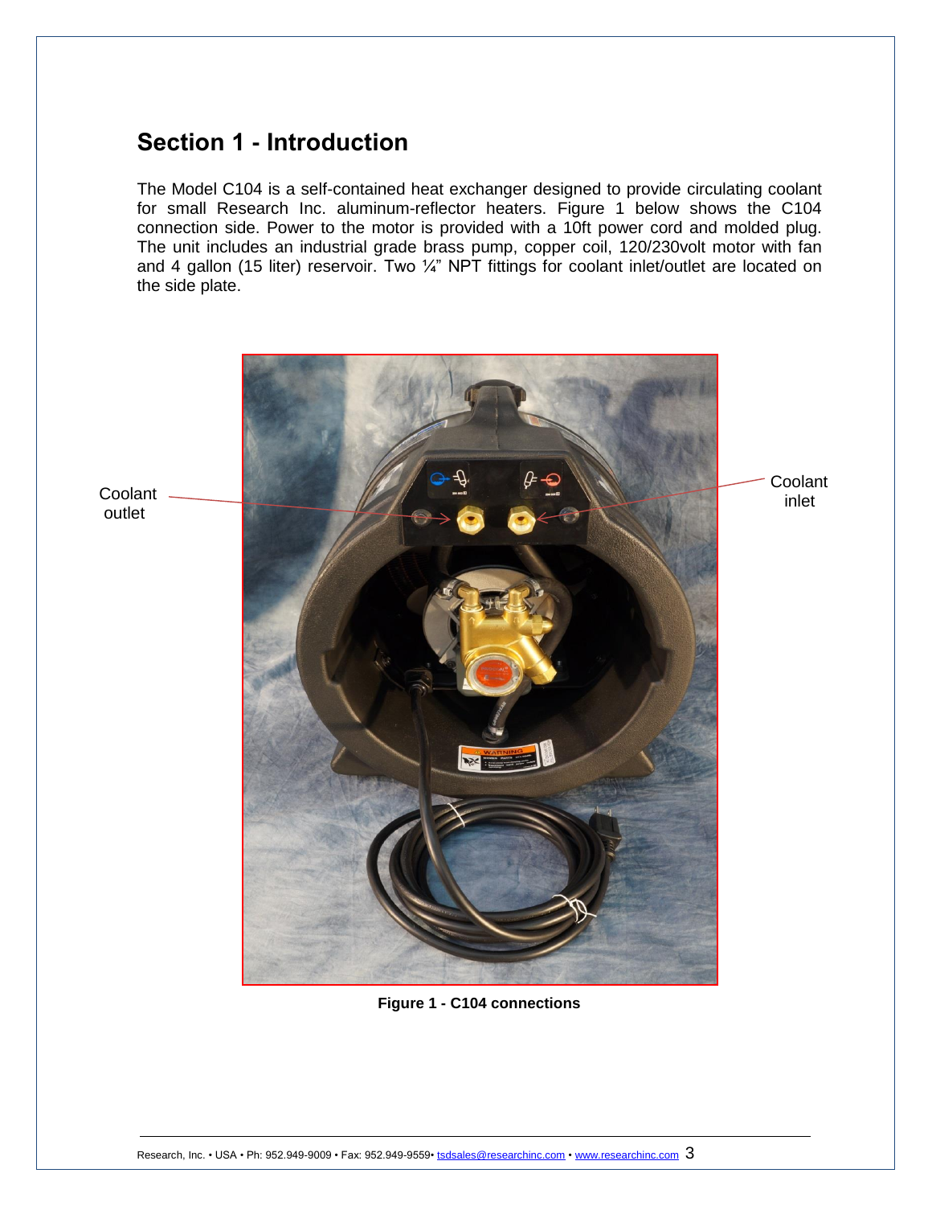## Section 1 - Introduction

The Model C104 is a self-contained heat exchanger designed to provide circulating coolant for small Research Inc. aluminum-reflector heaters. Figure 1 below shows the C104 connection side. Power to the motor is provided with a 10ft power cord and molded plug. The unit includes an industrial grade brass pump, copper coil, 120/230volt motor with fan and 4 gallon (15 liter) reservoir. Two ¼" NPT fittings for coolant inlet/outlet are located on the side plate.

Coolant outlet

Coolant inlet

**Figure 1 - C104 connections**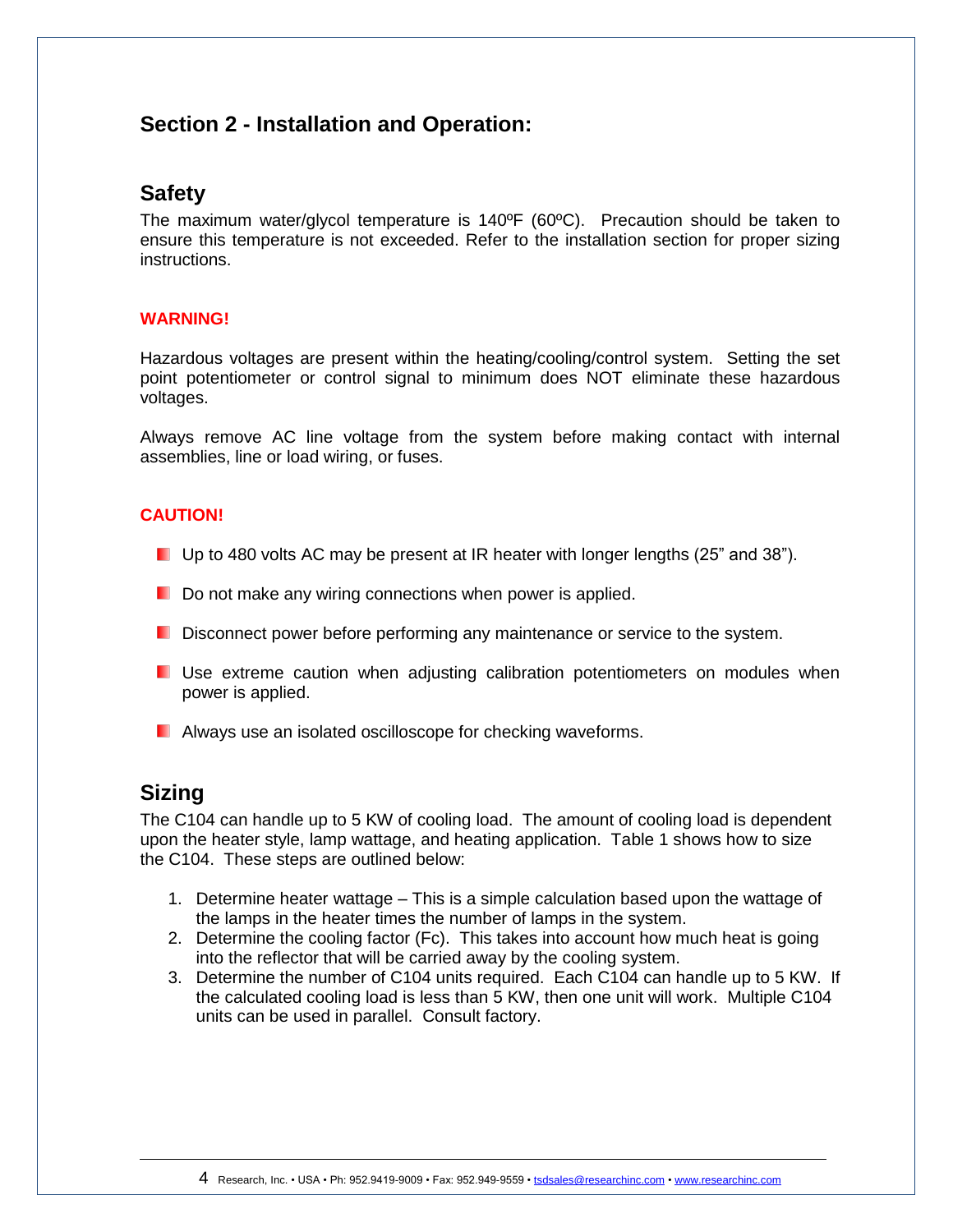## Section 2 - Installation and Operation:

### Safety

The maximum water/glycol temperature is 140ºF (60ºC). Precaution should be taken to ensure this temperature is not exceeded. Refer to the installation section for proper sizing instructions.

**WARNING!**

Hazardous voltages are present within the heating/cooling/control system. Setting the set point potentiometer or control signal to minimum does NOT eliminate these hazardous voltages.

Always remove AC line voltage from the system before making contact with internal assemblies, line or load wiring, or fuses.

**CAUTION!**

- Up to 480 volts AC may be present at IR heater with longer lengths (25" and 38").
- Do not make any wiring connections when power is applied.
- Disconnect power before performing any maintenance or service to the system.
- Use extreme caution when adjusting calibration potentiometers on modules when power is applied.
- Always use an isolated oscilloscope for checking waveforms.

### Sizing

The C104 can handle up to 5 KW of cooling load. The amount of cooling load is dependent upon the heater style, lamp wattage, and heating application. Table 1 shows how to size the C104. These steps are outlined below:

1. Determine heater wattage – This is a simple calculation based upon the wattage of the lamps in the heater times the number of lamps in the system.
2. Determine the cooling factor (Fc). This takes into account how much heat is going into the reflector that will be carried away by the cooling system.
3. Determine the number of C104 units required. Each C104 can handle up to 5 KW. If the calculated cooling load is less than 5 KW, then one unit will work. Multiple C104 units can be used in parallel. Consult factory.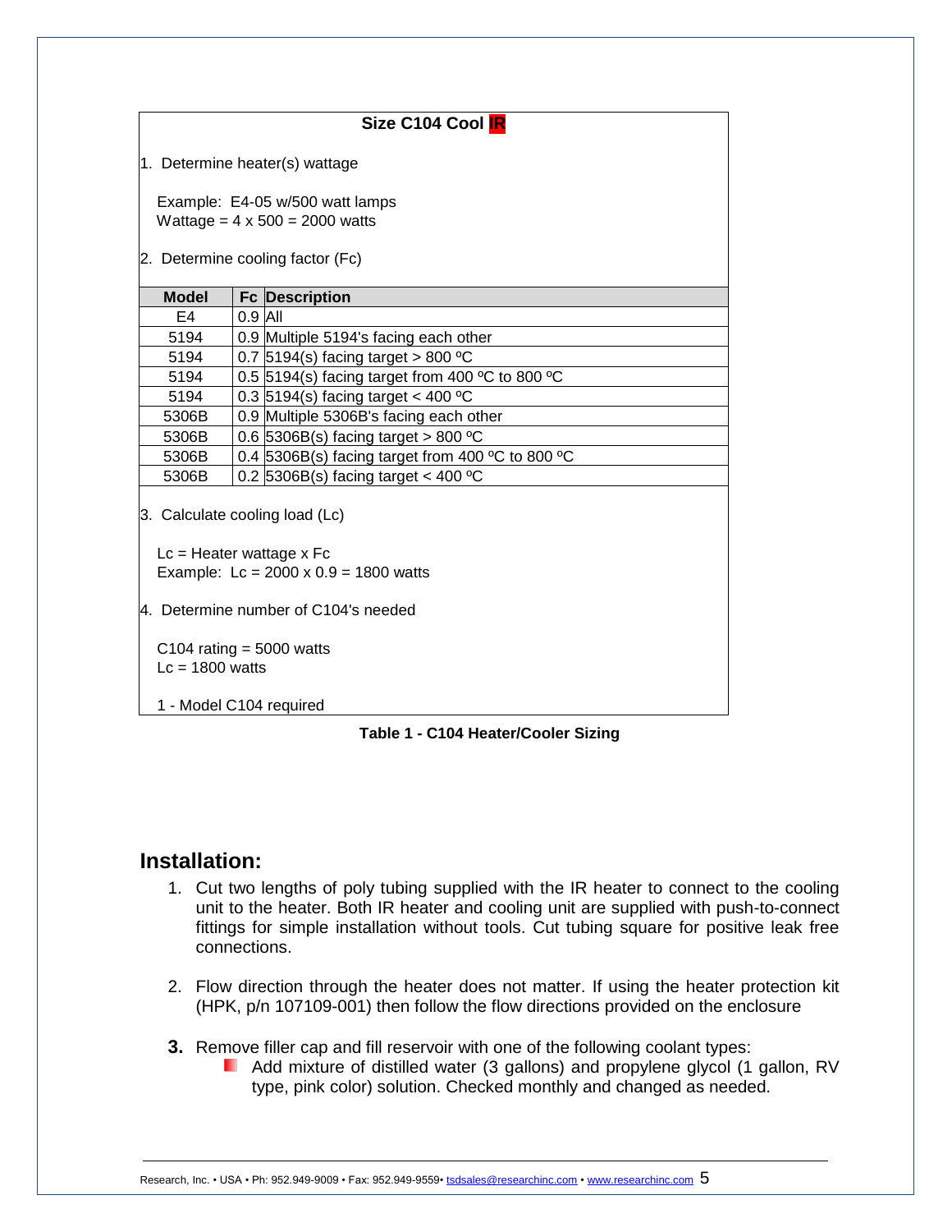**Size C104 Cool IR**

1. Determine heater(s) wattage

   Example: E4-05 w/500 watt lamps
   Wattage = 4 x 500 = 2000 watts

2. Determine cooling factor (Fc)

| Model | Fc | Description |
|---|---|---|
| E4 | 0.9 | All |
| 5194 | 0.9 | Multiple 5194's facing each other |
| 5194 | 0.7 | 5194(s) facing target > 800 ºC |
| 5194 | 0.5 | 5194(s) facing target from 400 ºC to 800 ºC |
| 5194 | 0.3 | 5194(s) facing target < 400 ºC |
| 5306B | 0.9 | Multiple 5306B's facing each other |
| 5306B | 0.6 | 5306B(s) facing target > 800 ºC |
| 5306B | 0.4 | 5306B(s) facing target from 400 ºC to 800 ºC |
| 5306B | 0.2 | 5306B(s) facing target < 400 ºC |

3. Calculate cooling load (Lc)

   Lc = Heater wattage x Fc
   Example: Lc = 2000 x 0.9 = 1800 watts

4. Determine number of C104's needed

   C104 rating = 5000 watts
   Lc = 1800 watts

   1 - Model C104 required

**Table 1 - C104 Heater/Cooler Sizing**

## Installation:

1. Cut two lengths of poly tubing supplied with the IR heater to connect to the cooling unit to the heater. Both IR heater and cooling unit are supplied with push-to-connect fittings for simple installation without tools. Cut tubing square for positive leak free connections.

2. Flow direction through the heater does not matter. If using the heater protection kit (HPK, p/n 107109-001) then follow the flow directions provided on the enclosure

3. Remove filler cap and fill reservoir with one of the following coolant types:
   - Add mixture of distilled water (3 gallons) and propylene glycol (1 gallon, RV type, pink color) solution. Checked monthly and changed as needed.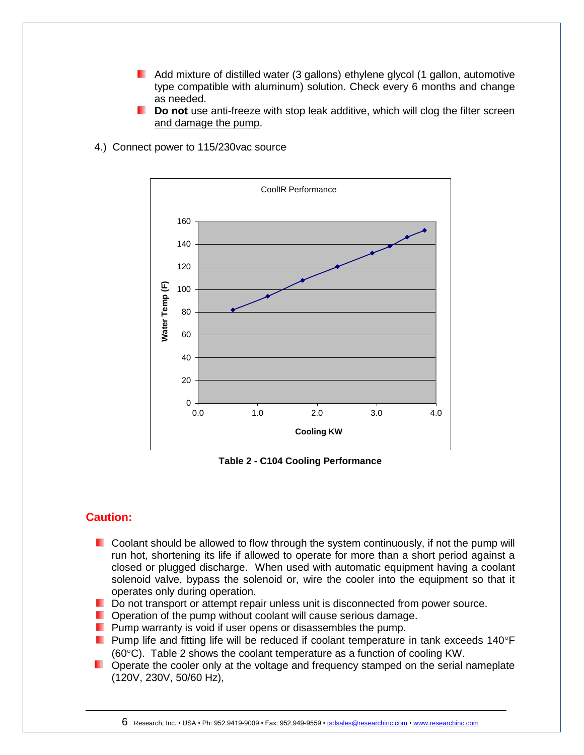- Add mixture of distilled water (3 gallons) ethylene glycol (1 gallon, automotive type compatible with aluminum) solution. Check every 6 months and change as needed.
- **Do not** use anti-freeze with stop leak additive, which will clog the filter screen and damage the pump.

4.) Connect power to 115/230vac source

CoolIR Performance

**Table 2 - C104 Cooling Performance**

## Caution:

- Coolant should be allowed to flow through the system continuously, if not the pump will run hot, shortening its life if allowed to operate for more than a short period against a closed or plugged discharge. When used with automatic equipment having a coolant solenoid valve, bypass the solenoid or, wire the cooler into the equipment so that it operates only during operation.
- Do not transport or attempt repair unless unit is disconnected from power source.
- Operation of the pump without coolant will cause serious damage.
- Pump warranty is void if user opens or disassembles the pump.
- Pump life and fitting life will be reduced if coolant temperature in tank exceeds 140°F (60°C). Table 2 shows the coolant temperature as a function of cooling KW.
- Operate the cooler only at the voltage and frequency stamped on the serial nameplate (120V, 230V, 50/60 Hz),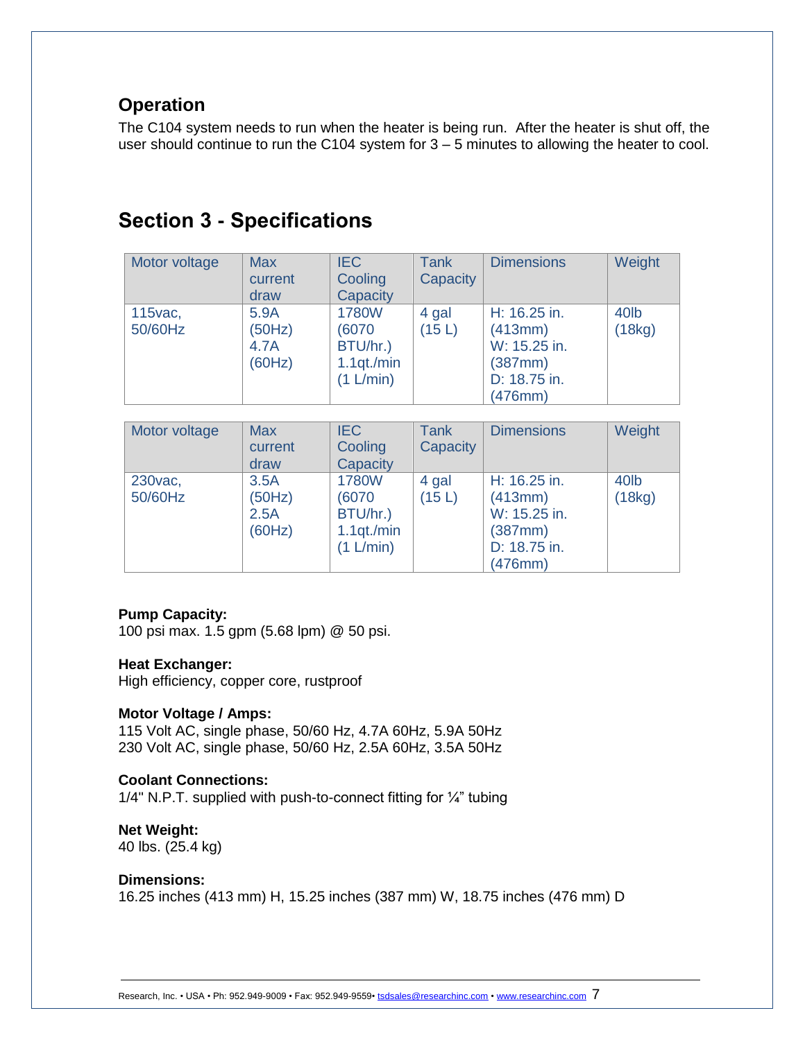## Operation

The C104 system needs to run when the heater is being run.  After the heater is shut off, the user should continue to run the C104 system for 3 – 5 minutes to allowing the heater to cool.

# Section 3 - Specifications

| Motor voltage | Max current draw | IEC Cooling Capacity | Tank Capacity | Dimensions | Weight |
|---|---|---|---|---|---|
| 115vac, 50/60Hz | 5.9A (50Hz) 4.7A (60Hz) | 1780W (6070 BTU/hr.) 1.1qt./min (1 L/min) | 4 gal (15 L) | H: 16.25 in. (413mm) W: 15.25 in. (387mm) D: 18.75 in. (476mm) | 40lb (18kg) |

| Motor voltage | Max current draw | IEC Cooling Capacity | Tank Capacity | Dimensions | Weight |
|---|---|---|---|---|---|
| 230vac, 50/60Hz | 3.5A (50Hz) 2.5A (60Hz) | 1780W (6070 BTU/hr.) 1.1qt./min (1 L/min) | 4 gal (15 L) | H: 16.25 in. (413mm) W: 15.25 in. (387mm) D: 18.75 in. (476mm) | 40lb (18kg) |

**Pump Capacity:**
100 psi max. 1.5 gpm (5.68 lpm) @ 50 psi.

**Heat Exchanger:**
High efficiency, copper core, rustproof

**Motor Voltage / Amps:**
115 Volt AC, single phase, 50/60 Hz, 4.7A 60Hz, 5.9A 50Hz
230 Volt AC, single phase, 50/60 Hz, 2.5A 60Hz, 3.5A 50Hz

**Coolant Connections:**
1/4" N.P.T. supplied with push-to-connect fitting for ¼" tubing

**Net Weight:**
40 lbs. (25.4 kg)

**Dimensions:**
16.25 inches (413 mm) H, 15.25 inches (387 mm) W, 18.75 inches (476 mm) D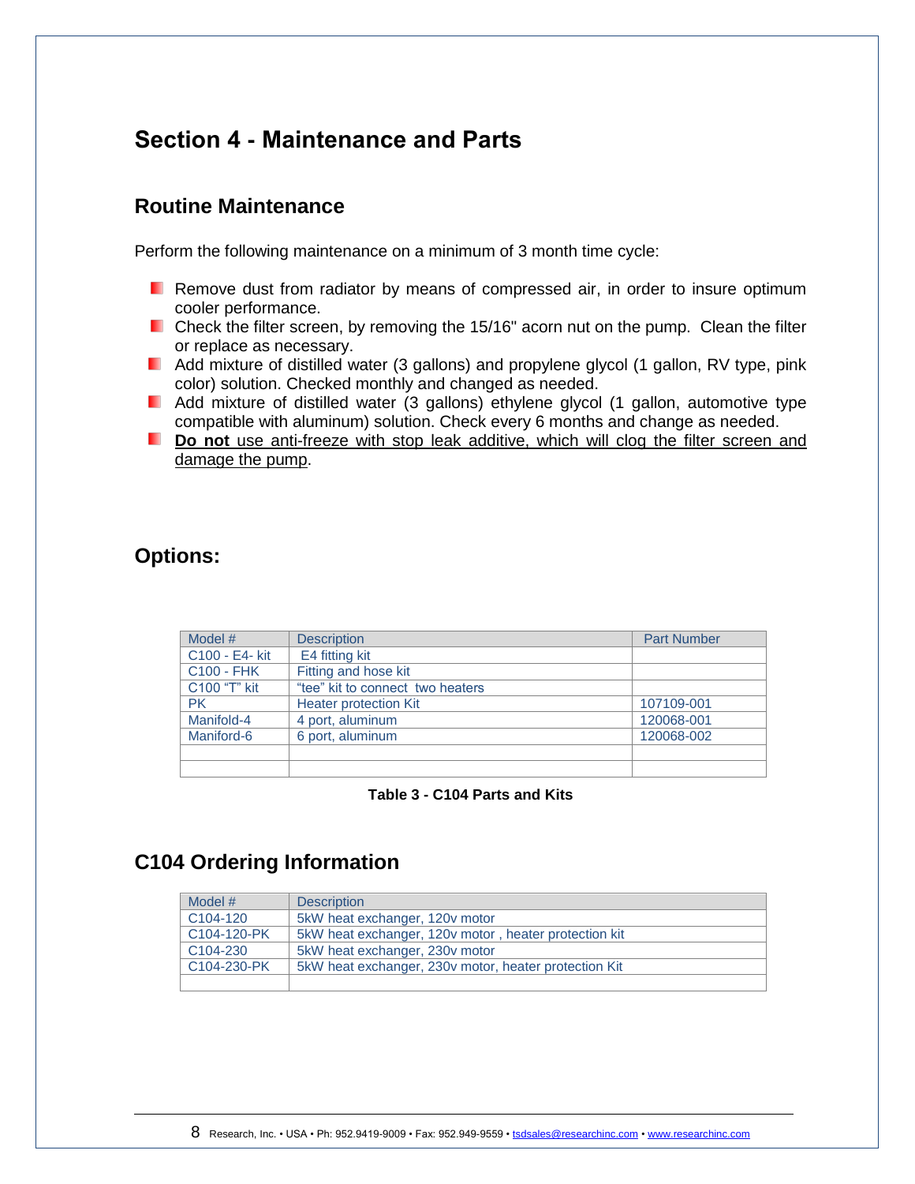# Section 4 - Maintenance and Parts

## Routine Maintenance

Perform the following maintenance on a minimum of 3 month time cycle:

- Remove dust from radiator by means of compressed air, in order to insure optimum cooler performance.
- Check the filter screen, by removing the 15/16" acorn nut on the pump. Clean the filter or replace as necessary.
- Add mixture of distilled water (3 gallons) and propylene glycol (1 gallon, RV type, pink color) solution. Checked monthly and changed as needed.
- Add mixture of distilled water (3 gallons) ethylene glycol (1 gallon, automotive type compatible with aluminum) solution. Check every 6 months and change as needed.
- **Do not** use anti-freeze with stop leak additive, which will clog the filter screen and damage the pump.

## Options:

| Model # | Description | Part Number |
|---|---|---|
| C100 - E4- kit | E4 fitting kit | |
| C100 - FHK | Fitting and hose kit | |
| C100 "T" kit | "tee" kit to connect two heaters | |
| PK | Heater protection Kit | 107109-001 |
| Manifold-4 | 4 port, aluminum | 120068-001 |
| Maniford-6 | 6 port, aluminum | 120068-002 |
| | | |
| | | |

**Table 3 - C104 Parts and Kits**

## C104 Ordering Information

| Model # | Description |
|---|---|
| C104-120 | 5kW heat exchanger, 120v motor |
| C104-120-PK | 5kW heat exchanger, 120v motor , heater protection kit |
| C104-230 | 5kW heat exchanger, 230v motor |
| C104-230-PK | 5kW heat exchanger, 230v motor, heater protection Kit |
| | |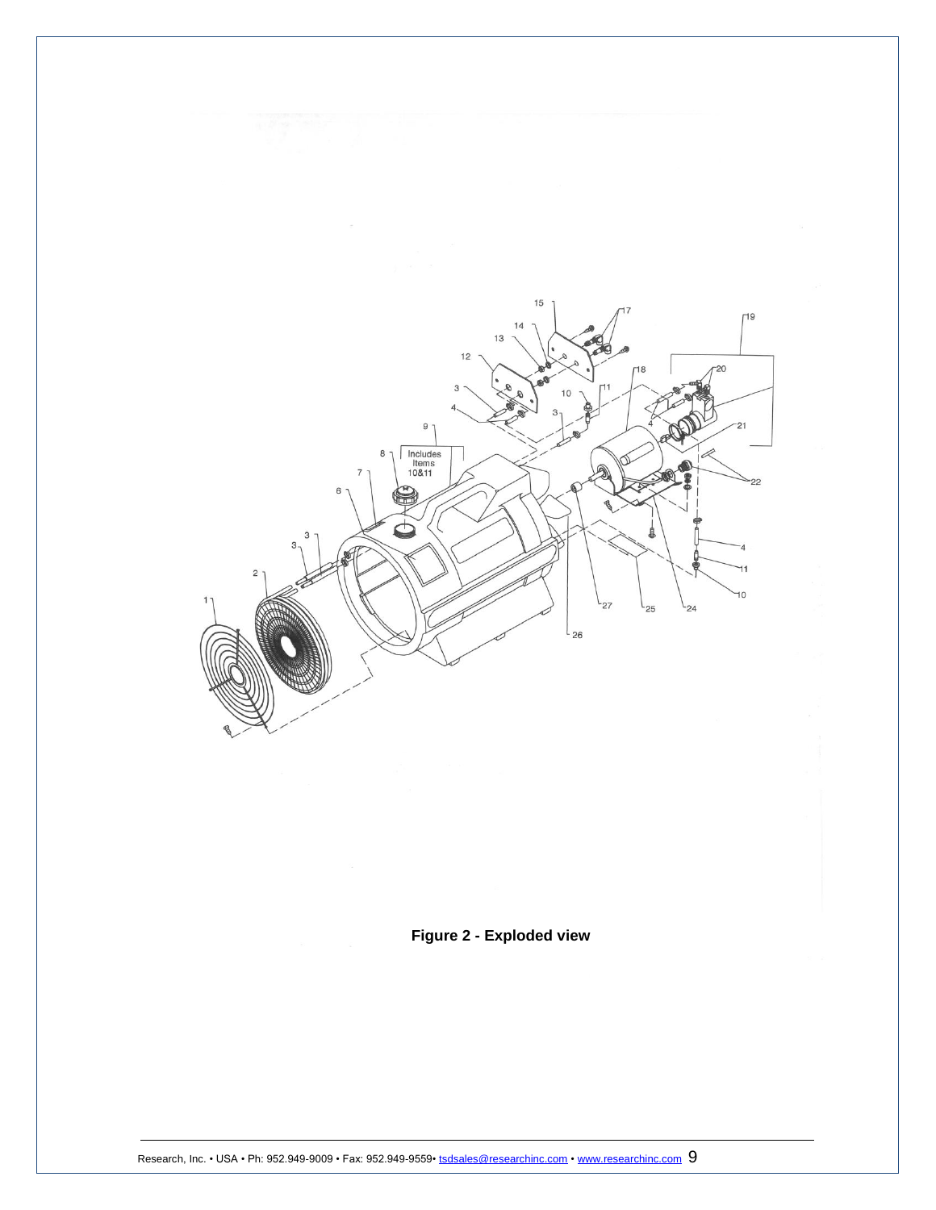**Figure 2 - Exploded view**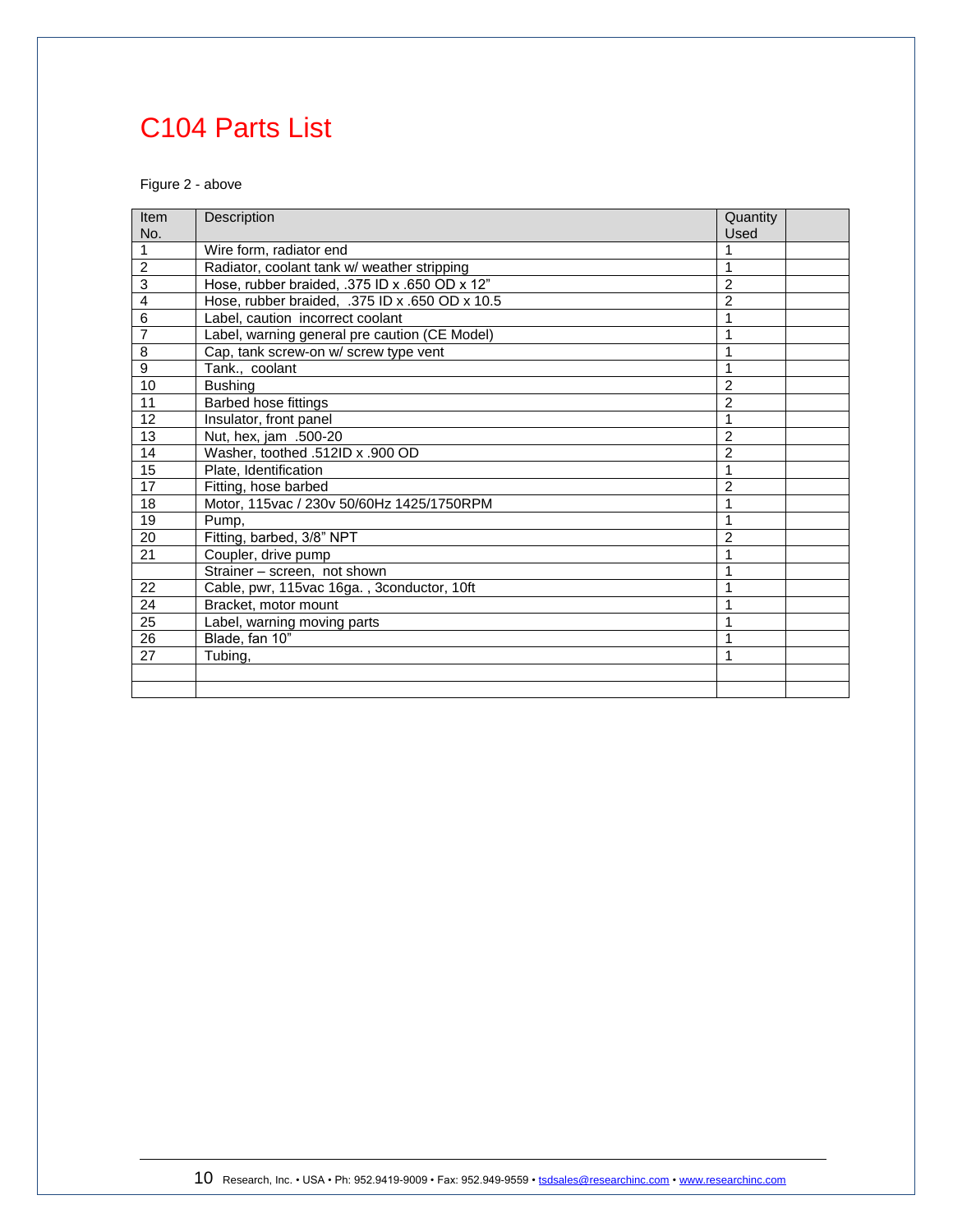# C104 Parts List

Figure 2 - above

| Item No. | Description | Quantity Used | |
|---|---|---|---|
| 1 | Wire form, radiator end | 1 | |
| 2 | Radiator, coolant tank w/ weather stripping | 1 | |
| 3 | Hose, rubber braided, .375 ID x .650 OD x 12" | 2 | |
| 4 | Hose, rubber braided, .375 ID x .650 OD x 10.5 | 2 | |
| 6 | Label, caution incorrect coolant | 1 | |
| 7 | Label, warning general pre caution (CE Model) | 1 | |
| 8 | Cap, tank screw-on w/ screw type vent | 1 | |
| 9 | Tank., coolant | 1 | |
| 10 | Bushing | 2 | |
| 11 | Barbed hose fittings | 2 | |
| 12 | Insulator, front panel | 1 | |
| 13 | Nut, hex, jam .500-20 | 2 | |
| 14 | Washer, toothed .512ID x .900 OD | 2 | |
| 15 | Plate, Identification | 1 | |
| 17 | Fitting, hose barbed | 2 | |
| 18 | Motor, 115vac / 230v 50/60Hz 1425/1750RPM | 1 | |
| 19 | Pump, | 1 | |
| 20 | Fitting, barbed, 3/8" NPT | 2 | |
| 21 | Coupler, drive pump | 1 | |
| | Strainer – screen, not shown | 1 | |
| 22 | Cable, pwr, 115vac 16ga. , 3conductor, 10ft | 1 | |
| 24 | Bracket, motor mount | 1 | |
| 25 | Label, warning moving parts | 1 | |
| 26 | Blade, fan 10" | 1 | |
| 27 | Tubing, | 1 | |
| | | | |
| | | | |

Research, Inc. • USA • Ph: 952.9419-9009 • Fax: 952.949-9559 • tsdsales@researchinc.com • www.researchinc.com